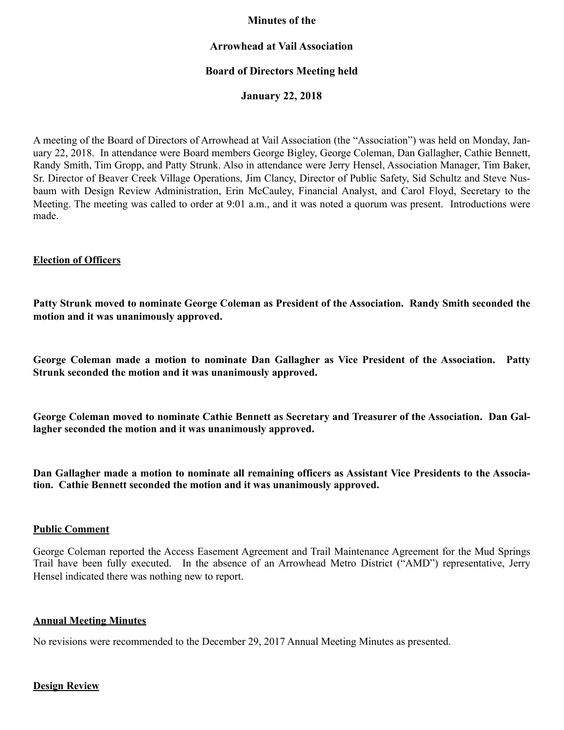**Minutes of the**

**Arrowhead at Vail Association**

**Board of Directors Meeting held**

**January 22, 2018**

A meeting of the Board of Directors of Arrowhead at Vail Association (the "Association") was held on Monday, January 22, 2018. In attendance were Board members George Bigley, George Coleman, Dan Gallagher, Cathie Bennett, Randy Smith, Tim Gropp, and Patty Strunk. Also in attendance were Jerry Hensel, Association Manager, Tim Baker, Sr. Director of Beaver Creek Village Operations, Jim Clancy, Director of Public Safety, Sid Schultz and Steve Nusbaum with Design Review Administration, Erin McCauley, Financial Analyst, and Carol Floyd, Secretary to the Meeting. The meeting was called to order at 9:01 a.m., and it was noted a quorum was present. Introductions were made.

**Election of Officers**

**Patty Strunk moved to nominate George Coleman as President of the Association. Randy Smith seconded the motion and it was unanimously approved.**

**George Coleman made a motion to nominate Dan Gallagher as Vice President of the Association. Patty Strunk seconded the motion and it was unanimously approved.**

**George Coleman moved to nominate Cathie Bennett as Secretary and Treasurer of the Association. Dan Gallagher seconded the motion and it was unanimously approved.**

**Dan Gallagher made a motion to nominate all remaining officers as Assistant Vice Presidents to the Association. Cathie Bennett seconded the motion and it was unanimously approved.**

**Public Comment**

George Coleman reported the Access Easement Agreement and Trail Maintenance Agreement for the Mud Springs Trail have been fully executed. In the absence of an Arrowhead Metro District ("AMD") representative, Jerry Hensel indicated there was nothing new to report.

**Annual Meeting Minutes**

No revisions were recommended to the December 29, 2017 Annual Meeting Minutes as presented.

**Design Review**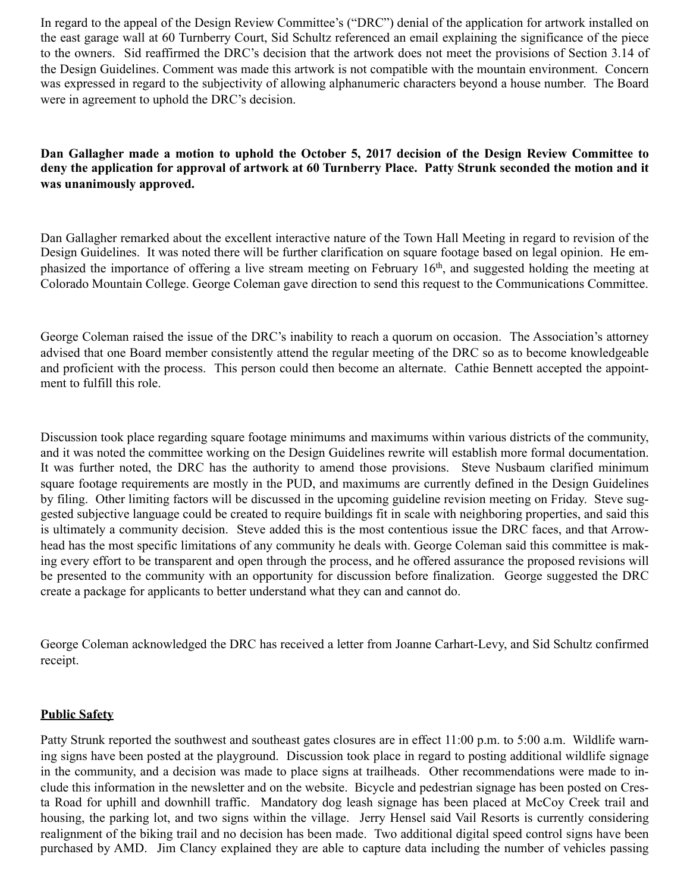In regard to the appeal of the Design Review Committee's ("DRC") denial of the application for artwork installed on the east garage wall at 60 Turnberry Court, Sid Schultz referenced an email explaining the significance of the piece to the owners. Sid reaffirmed the DRC's decision that the artwork does not meet the provisions of Section 3.14 of the Design Guidelines. Comment was made this artwork is not compatible with the mountain environment. Concern was expressed in regard to the subjectivity of allowing alphanumeric characters beyond a house number. The Board were in agreement to uphold the DRC's decision.

**Dan Gallagher made a motion to uphold the October 5, 2017 decision of the Design Review Committee to deny the application for approval of artwork at 60 Turnberry Place. Patty Strunk seconded the motion and it was unanimously approved.**

Dan Gallagher remarked about the excellent interactive nature of the Town Hall Meeting in regard to revision of the Design Guidelines. It was noted there will be further clarification on square footage based on legal opinion. He emphasized the importance of offering a live stream meeting on February 16th, and suggested holding the meeting at Colorado Mountain College. George Coleman gave direction to send this request to the Communications Committee.

George Coleman raised the issue of the DRC's inability to reach a quorum on occasion. The Association's attorney advised that one Board member consistently attend the regular meeting of the DRC so as to become knowledgeable and proficient with the process. This person could then become an alternate. Cathie Bennett accepted the appointment to fulfill this role.

Discussion took place regarding square footage minimums and maximums within various districts of the community, and it was noted the committee working on the Design Guidelines rewrite will establish more formal documentation. It was further noted, the DRC has the authority to amend those provisions. Steve Nusbaum clarified minimum square footage requirements are mostly in the PUD, and maximums are currently defined in the Design Guidelines by filing. Other limiting factors will be discussed in the upcoming guideline revision meeting on Friday. Steve suggested subjective language could be created to require buildings fit in scale with neighboring properties, and said this is ultimately a community decision. Steve added this is the most contentious issue the DRC faces, and that Arrowhead has the most specific limitations of any community he deals with. George Coleman said this committee is making every effort to be transparent and open through the process, and he offered assurance the proposed revisions will be presented to the community with an opportunity for discussion before finalization. George suggested the DRC create a package for applicants to better understand what they can and cannot do.

George Coleman acknowledged the DRC has received a letter from Joanne Carhart-Levy, and Sid Schultz confirmed receipt.

## Public Safety

Patty Strunk reported the southwest and southeast gates closures are in effect 11:00 p.m. to 5:00 a.m. Wildlife warning signs have been posted at the playground. Discussion took place in regard to posting additional wildlife signage in the community, and a decision was made to place signs at trailheads. Other recommendations were made to include this information in the newsletter and on the website. Bicycle and pedestrian signage has been posted on Cresta Road for uphill and downhill traffic. Mandatory dog leash signage has been placed at McCoy Creek trail and housing, the parking lot, and two signs within the village. Jerry Hensel said Vail Resorts is currently considering realignment of the biking trail and no decision has been made. Two additional digital speed control signs have been purchased by AMD. Jim Clancy explained they are able to capture data including the number of vehicles passing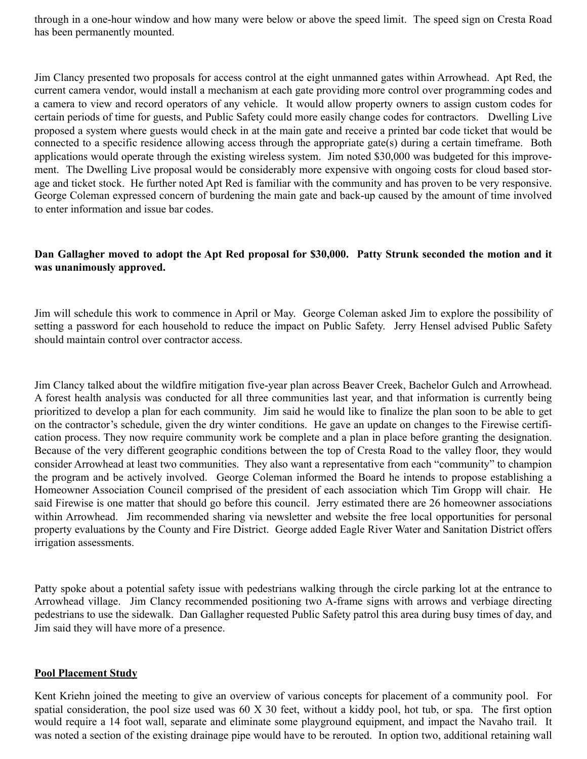through in a one-hour window and how many were below or above the speed limit. The speed sign on Cresta Road has been permanently mounted.

Jim Clancy presented two proposals for access control at the eight unmanned gates within Arrowhead. Apt Red, the current camera vendor, would install a mechanism at each gate providing more control over programming codes and a camera to view and record operators of any vehicle. It would allow property owners to assign custom codes for certain periods of time for guests, and Public Safety could more easily change codes for contractors. Dwelling Live proposed a system where guests would check in at the main gate and receive a printed bar code ticket that would be connected to a specific residence allowing access through the appropriate gate(s) during a certain timeframe. Both applications would operate through the existing wireless system. Jim noted $30,000 was budgeted for this improvement. The Dwelling Live proposal would be considerably more expensive with ongoing costs for cloud based storage and ticket stock. He further noted Apt Red is familiar with the community and has proven to be very responsive. George Coleman expressed concern of burdening the main gate and back-up caused by the amount of time involved to enter information and issue bar codes.

**Dan Gallagher moved to adopt the Apt Red proposal for $30,000. Patty Strunk seconded the motion and it was unanimously approved.**

Jim will schedule this work to commence in April or May. George Coleman asked Jim to explore the possibility of setting a password for each household to reduce the impact on Public Safety. Jerry Hensel advised Public Safety should maintain control over contractor access.

Jim Clancy talked about the wildfire mitigation five-year plan across Beaver Creek, Bachelor Gulch and Arrowhead. A forest health analysis was conducted for all three communities last year, and that information is currently being prioritized to develop a plan for each community. Jim said he would like to finalize the plan soon to be able to get on the contractor's schedule, given the dry winter conditions. He gave an update on changes to the Firewise certification process. They now require community work be complete and a plan in place before granting the designation. Because of the very different geographic conditions between the top of Cresta Road to the valley floor, they would consider Arrowhead at least two communities. They also want a representative from each "community" to champion the program and be actively involved. George Coleman informed the Board he intends to propose establishing a Homeowner Association Council comprised of the president of each association which Tim Gropp will chair. He said Firewise is one matter that should go before this council. Jerry estimated there are 26 homeowner associations within Arrowhead. Jim recommended sharing via newsletter and website the free local opportunities for personal property evaluations by the County and Fire District. George added Eagle River Water and Sanitation District offers irrigation assessments.

Patty spoke about a potential safety issue with pedestrians walking through the circle parking lot at the entrance to Arrowhead village. Jim Clancy recommended positioning two A-frame signs with arrows and verbiage directing pedestrians to use the sidewalk. Dan Gallagher requested Public Safety patrol this area during busy times of day, and Jim said they will have more of a presence.

## Pool Placement Study

Kent Kriehn joined the meeting to give an overview of various concepts for placement of a community pool. For spatial consideration, the pool size used was 60 X 30 feet, without a kiddy pool, hot tub, or spa. The first option would require a 14 foot wall, separate and eliminate some playground equipment, and impact the Navaho trail. It was noted a section of the existing drainage pipe would have to be rerouted. In option two, additional retaining wall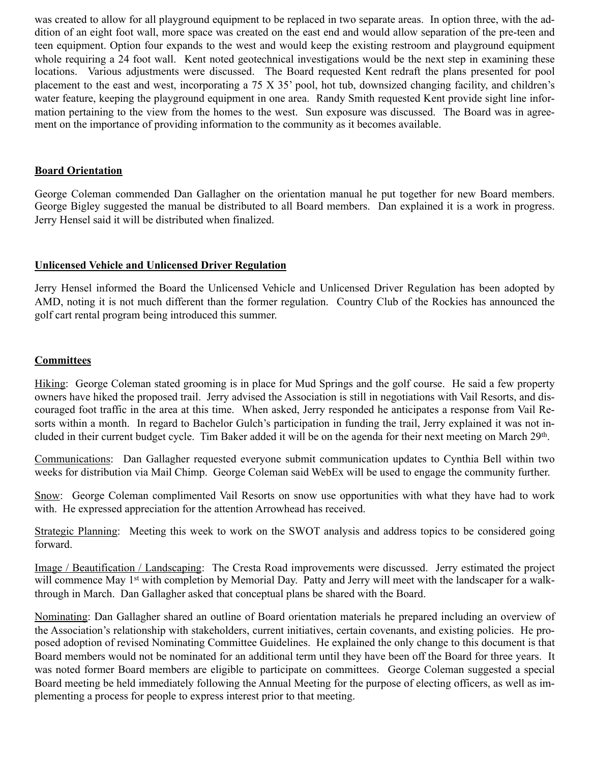was created to allow for all playground equipment to be replaced in two separate areas. In option three, with the addition of an eight foot wall, more space was created on the east end and would allow separation of the pre-teen and teen equipment. Option four expands to the west and would keep the existing restroom and playground equipment whole requiring a 24 foot wall. Kent noted geotechnical investigations would be the next step in examining these locations. Various adjustments were discussed. The Board requested Kent redraft the plans presented for pool placement to the east and west, incorporating a 75 X 35' pool, hot tub, downsized changing facility, and children's water feature, keeping the playground equipment in one area. Randy Smith requested Kent provide sight line information pertaining to the view from the homes to the west. Sun exposure was discussed. The Board was in agreement on the importance of providing information to the community as it becomes available.

## Board Orientation

George Coleman commended Dan Gallagher on the orientation manual he put together for new Board members. George Bigley suggested the manual be distributed to all Board members. Dan explained it is a work in progress. Jerry Hensel said it will be distributed when finalized.

## Unlicensed Vehicle and Unlicensed Driver Regulation

Jerry Hensel informed the Board the Unlicensed Vehicle and Unlicensed Driver Regulation has been adopted by AMD, noting it is not much different than the former regulation. Country Club of the Rockies has announced the golf cart rental program being introduced this summer.

## Committees

Hiking: George Coleman stated grooming is in place for Mud Springs and the golf course. He said a few property owners have hiked the proposed trail. Jerry advised the Association is still in negotiations with Vail Resorts, and discouraged foot traffic in the area at this time. When asked, Jerry responded he anticipates a response from Vail Resorts within a month. In regard to Bachelor Gulch's participation in funding the trail, Jerry explained it was not included in their current budget cycle. Tim Baker added it will be on the agenda for their next meeting on March 29th.

Communications: Dan Gallagher requested everyone submit communication updates to Cynthia Bell within two weeks for distribution via Mail Chimp. George Coleman said WebEx will be used to engage the community further.

Snow: George Coleman complimented Vail Resorts on snow use opportunities with what they have had to work with. He expressed appreciation for the attention Arrowhead has received.

Strategic Planning: Meeting this week to work on the SWOT analysis and address topics to be considered going forward.

Image / Beautification / Landscaping: The Cresta Road improvements were discussed. Jerry estimated the project will commence May 1st with completion by Memorial Day. Patty and Jerry will meet with the landscaper for a walk-through in March. Dan Gallagher asked that conceptual plans be shared with the Board.

Nominating: Dan Gallagher shared an outline of Board orientation materials he prepared including an overview of the Association's relationship with stakeholders, current initiatives, certain covenants, and existing policies. He proposed adoption of revised Nominating Committee Guidelines. He explained the only change to this document is that Board members would not be nominated for an additional term until they have been off the Board for three years. It was noted former Board members are eligible to participate on committees. George Coleman suggested a special Board meeting be held immediately following the Annual Meeting for the purpose of electing officers, as well as implementing a process for people to express interest prior to that meeting.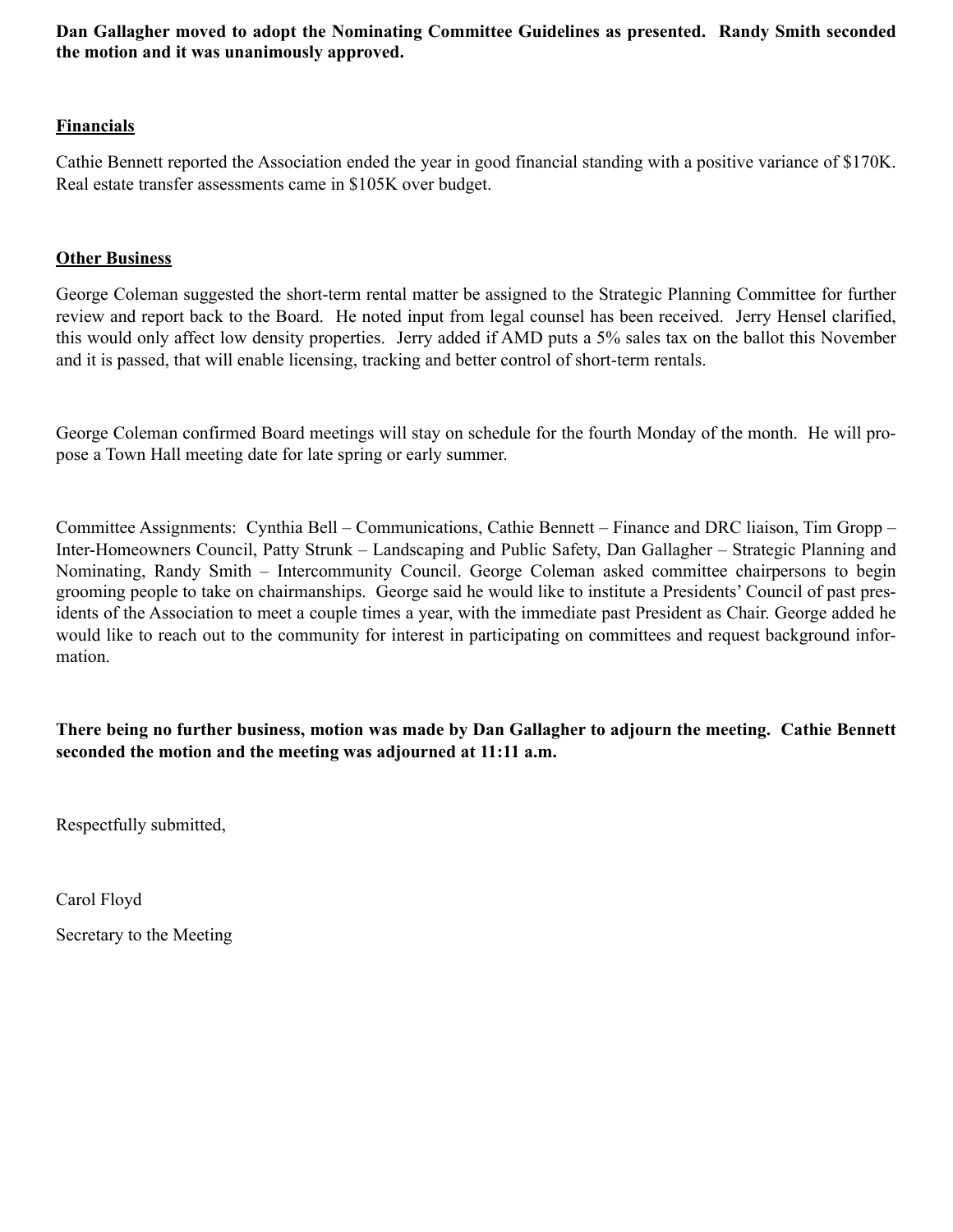**Dan Gallagher moved to adopt the Nominating Committee Guidelines as presented. Randy Smith seconded the motion and it was unanimously approved.**

**Financials**

Cathie Bennett reported the Association ended the year in good financial standing with a positive variance of $170K. Real estate transfer assessments came in $105K over budget.

**Other Business**

George Coleman suggested the short-term rental matter be assigned to the Strategic Planning Committee for further review and report back to the Board. He noted input from legal counsel has been received. Jerry Hensel clarified, this would only affect low density properties. Jerry added if AMD puts a 5% sales tax on the ballot this November and it is passed, that will enable licensing, tracking and better control of short-term rentals.

George Coleman confirmed Board meetings will stay on schedule for the fourth Monday of the month. He will propose a Town Hall meeting date for late spring or early summer.

Committee Assignments: Cynthia Bell – Communications, Cathie Bennett – Finance and DRC liaison, Tim Gropp – Inter-Homeowners Council, Patty Strunk – Landscaping and Public Safety, Dan Gallagher – Strategic Planning and Nominating, Randy Smith – Intercommunity Council. George Coleman asked committee chairpersons to begin grooming people to take on chairmanships. George said he would like to institute a Presidents' Council of past presidents of the Association to meet a couple times a year, with the immediate past President as Chair. George added he would like to reach out to the community for interest in participating on committees and request background information.

**There being no further business, motion was made by Dan Gallagher to adjourn the meeting. Cathie Bennett seconded the motion and the meeting was adjourned at 11:11 a.m.**

Respectfully submitted,

Carol Floyd

Secretary to the Meeting